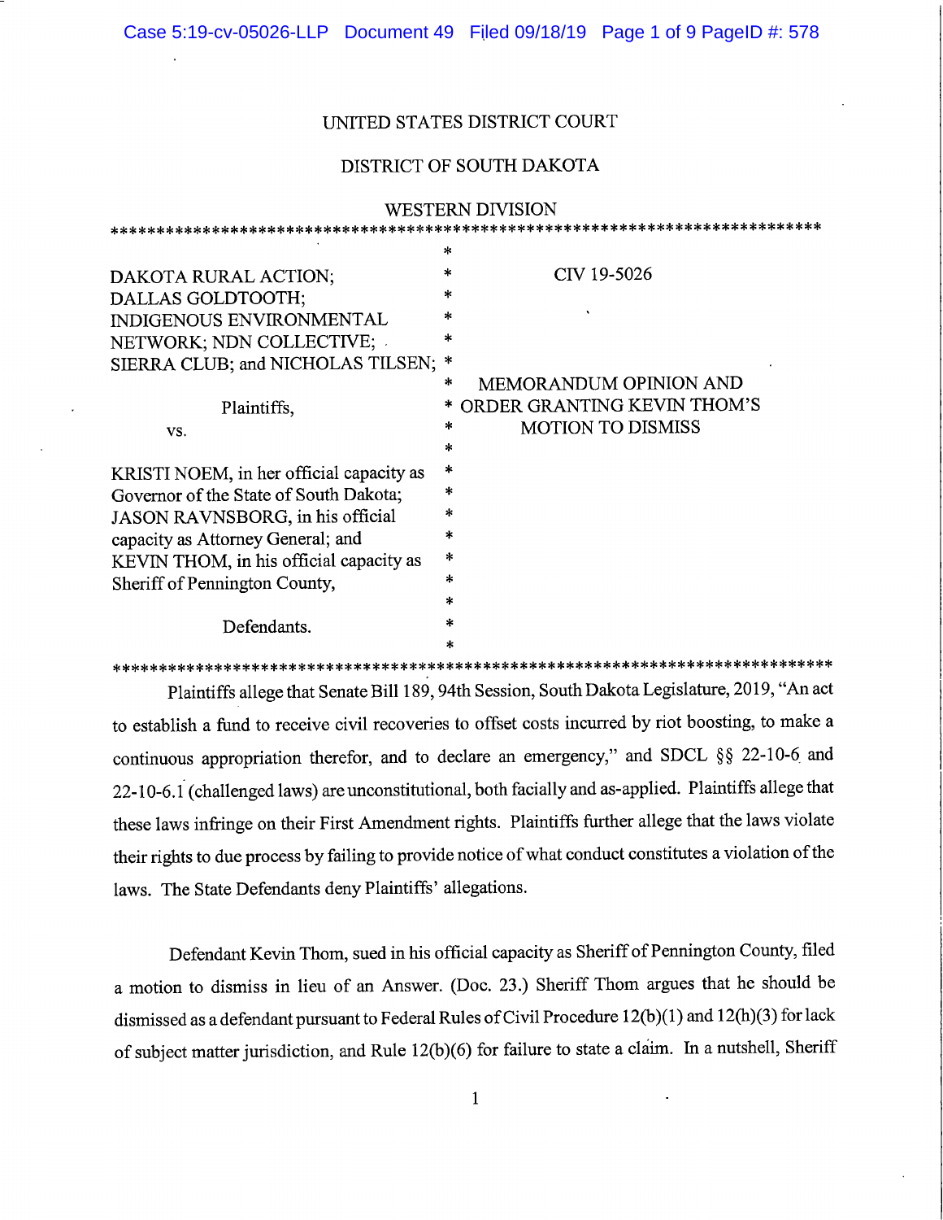UNITED STATES DISTRICT COURT

DISTRICT OF SOUTH DAKOTA

WESTERN DIVISION

| | |
|---|---|
| DAKOTA RURAL ACTION; DALLAS GOLDTOOTH; INDIGENOUS ENVIRONMENTAL NETWORK; NDN COLLECTIVE; SIERRA CLUB; and NICHOLAS TILSEN; | CIV 19-5026 |
| Plaintiffs, | MEMORANDUM OPINION AND ORDER GRANTING KEVIN THOM'S MOTION TO DISMISS |
| vs. | |
| KRISTI NOEM, in her official capacity as Governor of the State of South Dakota; JASON RAVNSBORG, in his official capacity as Attorney General; and KEVIN THOM, in his official capacity as Sheriff of Pennington County, | |
| Defendants. | |

Plaintiffs allege that Senate Bill 189, 94th Session, South Dakota Legislature, 2019, "An act to establish a fund to receive civil recoveries to offset costs incurred by riot boosting, to make a continuous appropriation therefor, and to declare an emergency," and SDCL §§ 22-10-6 and 22-10-6.1 (challenged laws) are unconstitutional, both facially and as-applied. Plaintiffs allege that these laws infringe on their First Amendment rights. Plaintiffs further allege that the laws violate their rights to due process by failing to provide notice of what conduct constitutes a violation of the laws. The State Defendants deny Plaintiffs' allegations.

Defendant Kevin Thom, sued in his official capacity as Sheriff of Pennington County, filed a motion to dismiss in lieu of an Answer. (Doc. 23.) Sheriff Thom argues that he should be dismissed as a defendant pursuant to Federal Rules of Civil Procedure 12(b)(1) and 12(h)(3) for lack of subject matter jurisdiction, and Rule 12(b)(6) for failure to state a claim. In a nutshell, Sheriff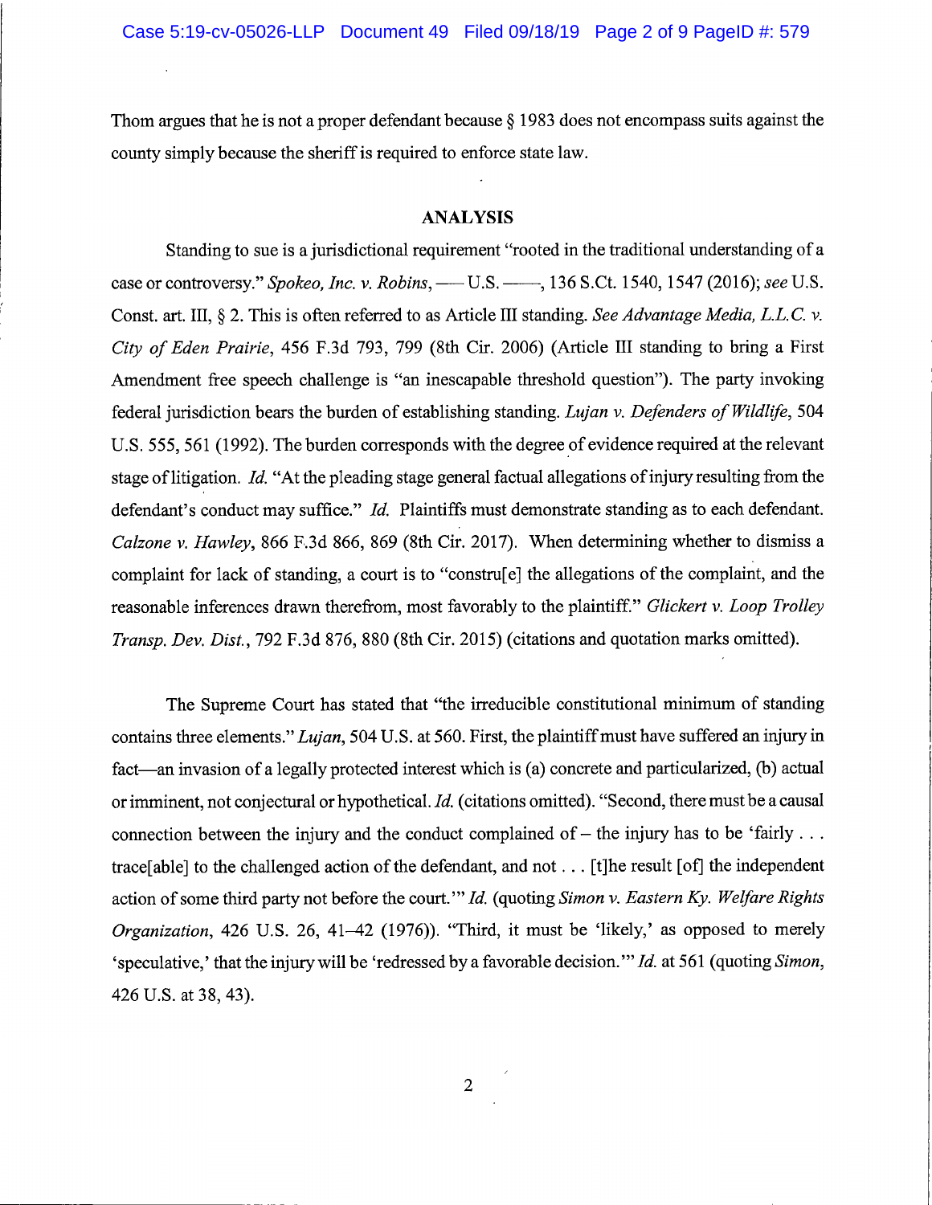Thom argues that he is not a proper defendant because § 1983 does not encompass suits against the county simply because the sheriff is required to enforce state law.

## ANALYSIS

Standing to sue is a jurisdictional requirement "rooted in the traditional understanding of a case or controversy." *Spokeo, Inc. v. Robins*, ––– U.S. –––, 136 S.Ct. 1540, 1547 (2016); *see* U.S. Const. art. III, § 2. This is often referred to as Article III standing. *See Advantage Media, L.L.C. v. City of Eden Prairie*, 456 F.3d 793, 799 (8th Cir. 2006) (Article III standing to bring a First Amendment free speech challenge is "an inescapable threshold question"). The party invoking federal jurisdiction bears the burden of establishing standing. *Lujan v. Defenders of Wildlife*, 504 U.S. 555, 561 (1992). The burden corresponds with the degree of evidence required at the relevant stage of litigation. *Id.* "At the pleading stage general factual allegations of injury resulting from the defendant's conduct may suffice." *Id.* Plaintiffs must demonstrate standing as to each defendant. *Calzone v. Hawley*, 866 F.3d 866, 869 (8th Cir. 2017). When determining whether to dismiss a complaint for lack of standing, a court is to "constru[e] the allegations of the complaint, and the reasonable inferences drawn therefrom, most favorably to the plaintiff." *Glickert v. Loop Trolley Transp. Dev. Dist.*, 792 F.3d 876, 880 (8th Cir. 2015) (citations and quotation marks omitted).

The Supreme Court has stated that "the irreducible constitutional minimum of standing contains three elements." *Lujan*, 504 U.S. at 560. First, the plaintiff must have suffered an injury in fact—an invasion of a legally protected interest which is (a) concrete and particularized, (b) actual or imminent, not conjectural or hypothetical. *Id.* (citations omitted). "Second, there must be a causal connection between the injury and the conduct complained of – the injury has to be 'fairly . . . trace[able] to the challenged action of the defendant, and not . . . [t]he result [of] the independent action of some third party not before the court.'" *Id.* (quoting *Simon v. Eastern Ky. Welfare Rights Organization*, 426 U.S. 26, 41–42 (1976)). "Third, it must be 'likely,' as opposed to merely 'speculative,' that the injury will be 'redressed by a favorable decision.'" *Id.* at 561 (quoting *Simon*, 426 U.S. at 38, 43).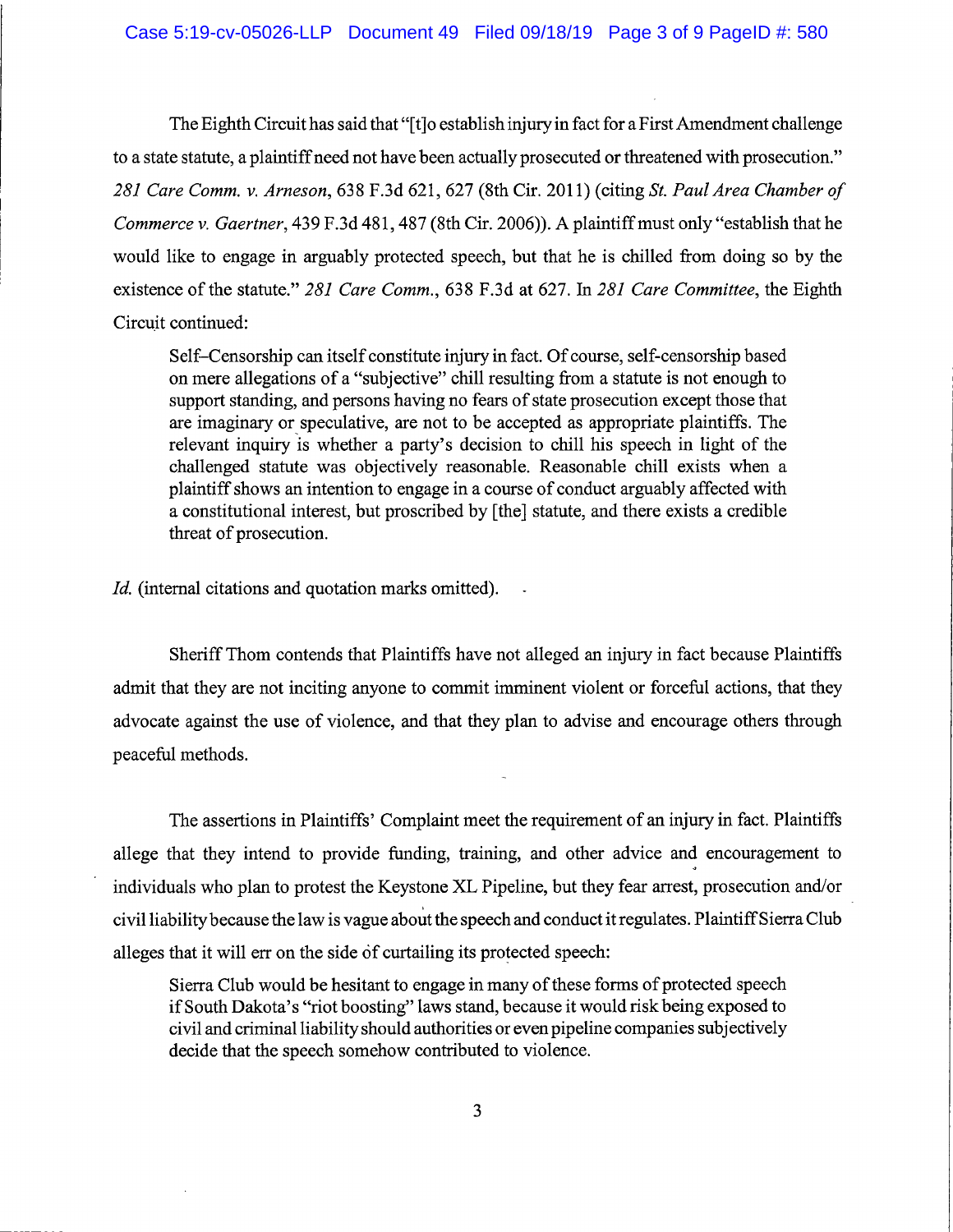The Eighth Circuit has said that "[t]o establish injury in fact for a First Amendment challenge to a state statute, a plaintiff need not have been actually prosecuted or threatened with prosecution." *281 Care Comm. v. Arneson*, 638 F.3d 621, 627 (8th Cir. 2011) (citing *St. Paul Area Chamber of Commerce v. Gaertner*, 439 F.3d 481, 487 (8th Cir. 2006)). A plaintiff must only "establish that he would like to engage in arguably protected speech, but that he is chilled from doing so by the existence of the statute." *281 Care Comm.*, 638 F.3d at 627. In *281 Care Committee*, the Eighth Circuit continued:

> Self–Censorship can itself constitute injury in fact. Of course, self-censorship based on mere allegations of a "subjective" chill resulting from a statute is not enough to support standing, and persons having no fears of state prosecution except those that are imaginary or speculative, are not to be accepted as appropriate plaintiffs. The relevant inquiry is whether a party's decision to chill his speech in light of the challenged statute was objectively reasonable. Reasonable chill exists when a plaintiff shows an intention to engage in a course of conduct arguably affected with a constitutional interest, but proscribed by [the] statute, and there exists a credible threat of prosecution.

*Id.* (internal citations and quotation marks omitted).

Sheriff Thom contends that Plaintiffs have not alleged an injury in fact because Plaintiffs admit that they are not inciting anyone to commit imminent violent or forceful actions, that they advocate against the use of violence, and that they plan to advise and encourage others through peaceful methods.

The assertions in Plaintiffs' Complaint meet the requirement of an injury in fact. Plaintiffs allege that they intend to provide funding, training, and other advice and encouragement to individuals who plan to protest the Keystone XL Pipeline, but they fear arrest, prosecution and/or civil liability because the law is vague about the speech and conduct it regulates. Plaintiff Sierra Club alleges that it will err on the side of curtailing its protected speech:

> Sierra Club would be hesitant to engage in many of these forms of protected speech if South Dakota's "riot boosting" laws stand, because it would risk being exposed to civil and criminal liability should authorities or even pipeline companies subjectively decide that the speech somehow contributed to violence.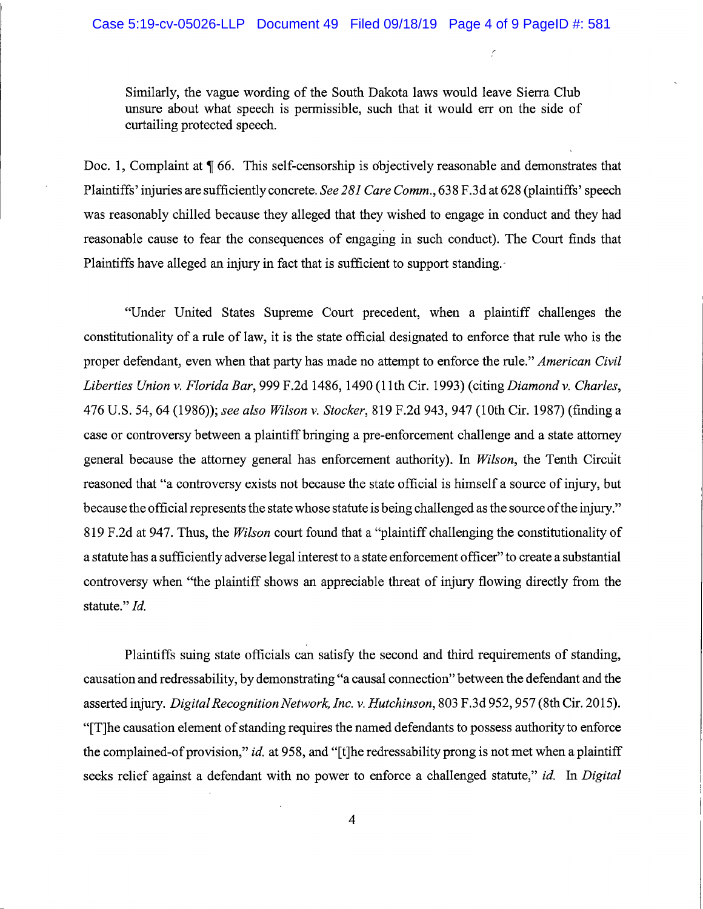> Similarly, the vague wording of the South Dakota laws would leave Sierra Club unsure about what speech is permissible, such that it would err on the side of curtailing protected speech.

Doc. 1, Complaint at ¶ 66. This self-censorship is objectively reasonable and demonstrates that Plaintiffs' injuries are sufficiently concrete. *See 281 Care Comm.*, 638 F.3d at 628 (plaintiffs' speech was reasonably chilled because they alleged that they wished to engage in conduct and they had reasonable cause to fear the consequences of engaging in such conduct). The Court finds that Plaintiffs have alleged an injury in fact that is sufficient to support standing.

"Under United States Supreme Court precedent, when a plaintiff challenges the constitutionality of a rule of law, it is the state official designated to enforce that rule who is the proper defendant, even when that party has made no attempt to enforce the rule." *American Civil Liberties Union v. Florida Bar*, 999 F.2d 1486, 1490 (11th Cir. 1993) (citing *Diamond v. Charles*, 476 U.S. 54, 64 (1986)); *see also Wilson v. Stocker*, 819 F.2d 943, 947 (10th Cir. 1987) (finding a case or controversy between a plaintiff bringing a pre-enforcement challenge and a state attorney general because the attorney general has enforcement authority). In *Wilson*, the Tenth Circuit reasoned that "a controversy exists not because the state official is himself a source of injury, but because the official represents the state whose statute is being challenged as the source of the injury." 819 F.2d at 947. Thus, the *Wilson* court found that a "plaintiff challenging the constitutionality of a statute has a sufficiently adverse legal interest to a state enforcement officer" to create a substantial controversy when "the plaintiff shows an appreciable threat of injury flowing directly from the statute." *Id.*

Plaintiffs suing state officials can satisfy the second and third requirements of standing, causation and redressability, by demonstrating "a causal connection" between the defendant and the asserted injury. *Digital Recognition Network, Inc. v. Hutchinson*, 803 F.3d 952, 957 (8th Cir. 2015). "[T]he causation element of standing requires the named defendants to possess authority to enforce the complained-of provision," *id.* at 958, and "[t]he redressability prong is not met when a plaintiff seeks relief against a defendant with no power to enforce a challenged statute," *id.* In *Digital*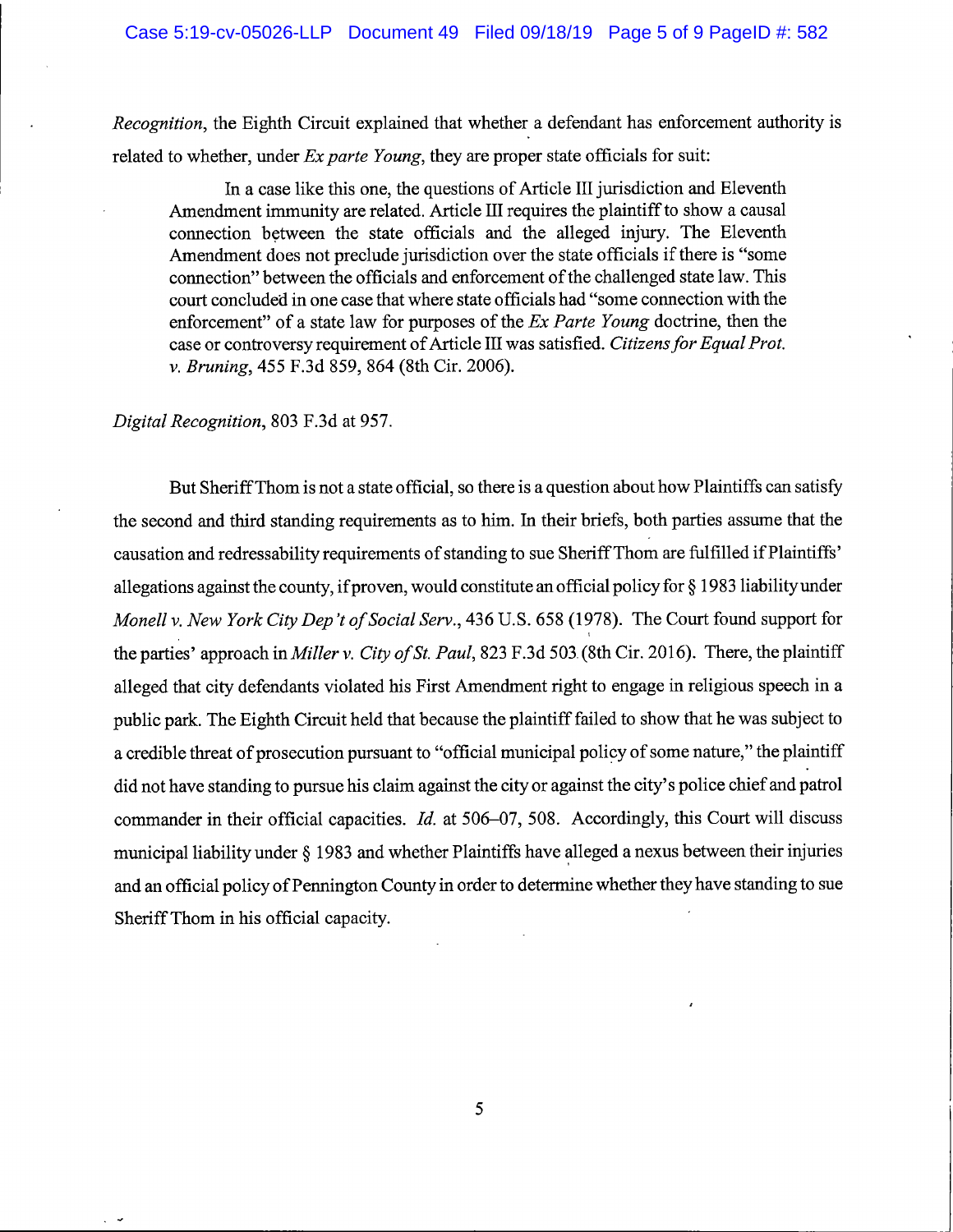*Recognition*, the Eighth Circuit explained that whether a defendant has enforcement authority is related to whether, under *Ex parte Young*, they are proper state officials for suit:

> In a case like this one, the questions of Article III jurisdiction and Eleventh Amendment immunity are related. Article III requires the plaintiff to show a causal connection between the state officials and the alleged injury. The Eleventh Amendment does not preclude jurisdiction over the state officials if there is "some connection" between the officials and enforcement of the challenged state law. This court concluded in one case that where state officials had "some connection with the enforcement" of a state law for purposes of the *Ex Parte Young* doctrine, then the case or controversy requirement of Article III was satisfied. *Citizens for Equal Prot. v. Bruning*, 455 F.3d 859, 864 (8th Cir. 2006).

*Digital Recognition*, 803 F.3d at 957.

But Sheriff Thom is not a state official, so there is a question about how Plaintiffs can satisfy the second and third standing requirements as to him. In their briefs, both parties assume that the causation and redressability requirements of standing to sue Sheriff Thom are fulfilled if Plaintiffs' allegations against the county, if proven, would constitute an official policy for § 1983 liability under *Monell v. New York City Dep't of Social Serv.*, 436 U.S. 658 (1978). The Court found support for the parties' approach in *Miller v. City of St. Paul*, 823 F.3d 503 (8th Cir. 2016). There, the plaintiff alleged that city defendants violated his First Amendment right to engage in religious speech in a public park. The Eighth Circuit held that because the plaintiff failed to show that he was subject to a credible threat of prosecution pursuant to "official municipal policy of some nature," the plaintiff did not have standing to pursue his claim against the city or against the city's police chief and patrol commander in their official capacities. *Id.* at 506–07, 508. Accordingly, this Court will discuss municipal liability under § 1983 and whether Plaintiffs have alleged a nexus between their injuries and an official policy of Pennington County in order to determine whether they have standing to sue Sheriff Thom in his official capacity.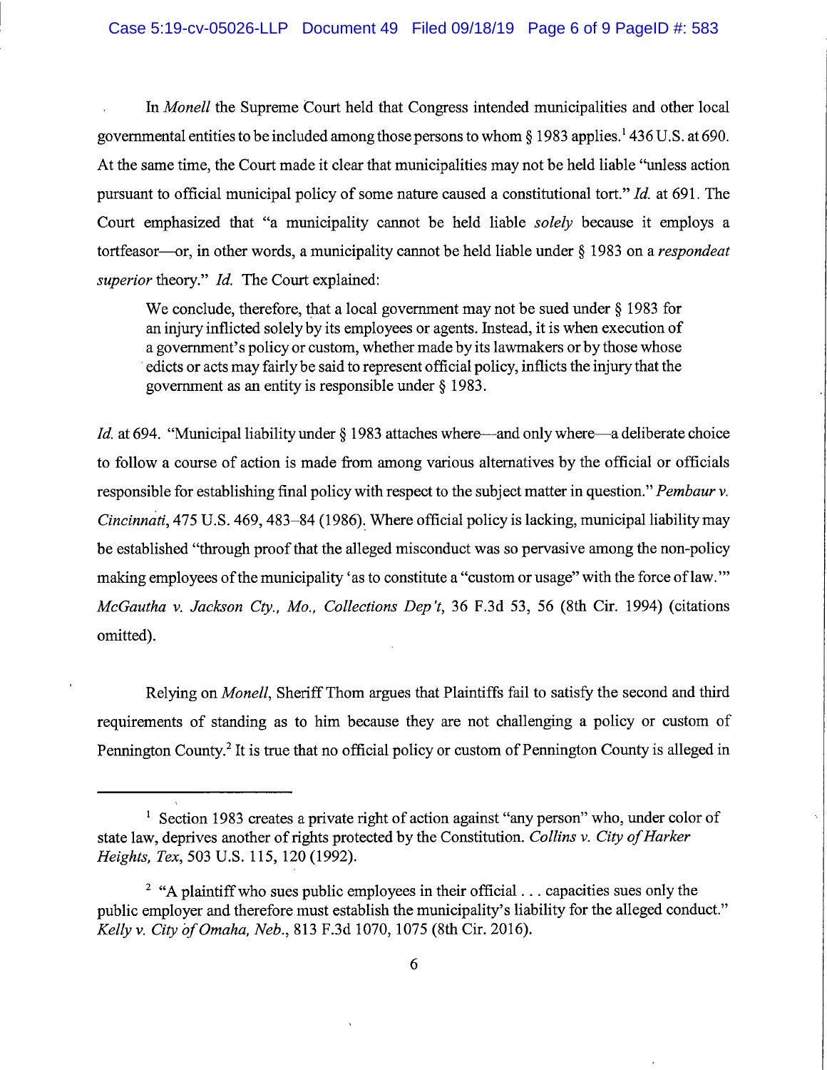In *Monell* the Supreme Court held that Congress intended municipalities and other local governmental entities to be included among those persons to whom § 1983 applies.[1] 436 U.S. at 690. At the same time, the Court made it clear that municipalities may not be held liable "unless action pursuant to official municipal policy of some nature caused a constitutional tort." *Id.* at 691. The Court emphasized that "a municipality cannot be held liable *solely* because it employs a tortfeasor—or, in other words, a municipality cannot be held liable under § 1983 on a *respondeat superior* theory." *Id.* The Court explained:

> We conclude, therefore, that a local government may not be sued under § 1983 for an injury inflicted solely by its employees or agents. Instead, it is when execution of a government's policy or custom, whether made by its lawmakers or by those whose edicts or acts may fairly be said to represent official policy, inflicts the injury that the government as an entity is responsible under § 1983.

*Id.* at 694. "Municipal liability under § 1983 attaches where—and only where—a deliberate choice to follow a course of action is made from among various alternatives by the official or officials responsible for establishing final policy with respect to the subject matter in question." *Pembaur v. Cincinnati*, 475 U.S. 469, 483–84 (1986). Where official policy is lacking, municipal liability may be established "through proof that the alleged misconduct was so pervasive among the non-policy making employees of the municipality 'as to constitute a "custom or usage" with the force of law.'" *McGautha v. Jackson Cty., Mo., Collections Dep't*, 36 F.3d 53, 56 (8th Cir. 1994) (citations omitted).

Relying on *Monell*, Sheriff Thom argues that Plaintiffs fail to satisfy the second and third requirements of standing as to him because they are not challenging a policy or custom of Pennington County.[2] It is true that no official policy or custom of Pennington County is alleged in

---

[1] Section 1983 creates a private right of action against "any person" who, under color of state law, deprives another of rights protected by the Constitution. *Collins v. City of Harker Heights, Tex*, 503 U.S. 115, 120 (1992).

[2] "A plaintiff who sues public employees in their official . . . capacities sues only the public employer and therefore must establish the municipality's liability for the alleged conduct." *Kelly v. City of Omaha, Neb.*, 813 F.3d 1070, 1075 (8th Cir. 2016).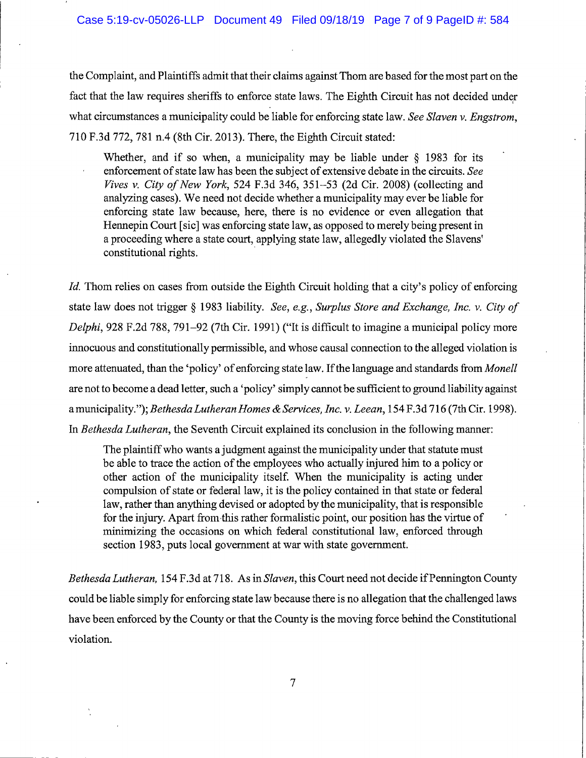the Complaint, and Plaintiffs admit that their claims against Thom are based for the most part on the fact that the law requires sheriffs to enforce state laws. The Eighth Circuit has not decided under what circumstances a municipality could be liable for enforcing state law. *See Slaven v. Engstrom*, 710 F.3d 772, 781 n.4 (8th Cir. 2013). There, the Eighth Circuit stated:

> Whether, and if so when, a municipality may be liable under § 1983 for its enforcement of state law has been the subject of extensive debate in the circuits. *See Vives v. City of New York*, 524 F.3d 346, 351–53 (2d Cir. 2008) (collecting and analyzing cases). We need not decide whether a municipality may ever be liable for enforcing state law because, here, there is no evidence or even allegation that Hennepin Court [sic] was enforcing state law, as opposed to merely being present in a proceeding where a state court, applying state law, allegedly violated the Slavens' constitutional rights.

*Id.* Thom relies on cases from outside the Eighth Circuit holding that a city's policy of enforcing state law does not trigger § 1983 liability. *See, e.g., Surplus Store and Exchange, Inc. v. City of Delphi*, 928 F.2d 788, 791–92 (7th Cir. 1991) ("It is difficult to imagine a municipal policy more innocuous and constitutionally permissible, and whose causal connection to the alleged violation is more attenuated, than the 'policy' of enforcing state law. If the language and standards from *Monell* are not to become a dead letter, such a 'policy' simply cannot be sufficient to ground liability against a municipality."); *Bethesda Lutheran Homes & Services, Inc. v. Leean*, 154 F.3d 716 (7th Cir. 1998). In *Bethesda Lutheran*, the Seventh Circuit explained its conclusion in the following manner:

> The plaintiff who wants a judgment against the municipality under that statute must be able to trace the action of the employees who actually injured him to a policy or other action of the municipality itself. When the municipality is acting under compulsion of state or federal law, it is the policy contained in that state or federal law, rather than anything devised or adopted by the municipality, that is responsible for the injury. Apart from this rather formalistic point, our position has the virtue of minimizing the occasions on which federal constitutional law, enforced through section 1983, puts local government at war with state government.

*Bethesda Lutheran*, 154 F.3d at 718. As in *Slaven*, this Court need not decide if Pennington County could be liable simply for enforcing state law because there is no allegation that the challenged laws have been enforced by the County or that the County is the moving force behind the Constitutional violation.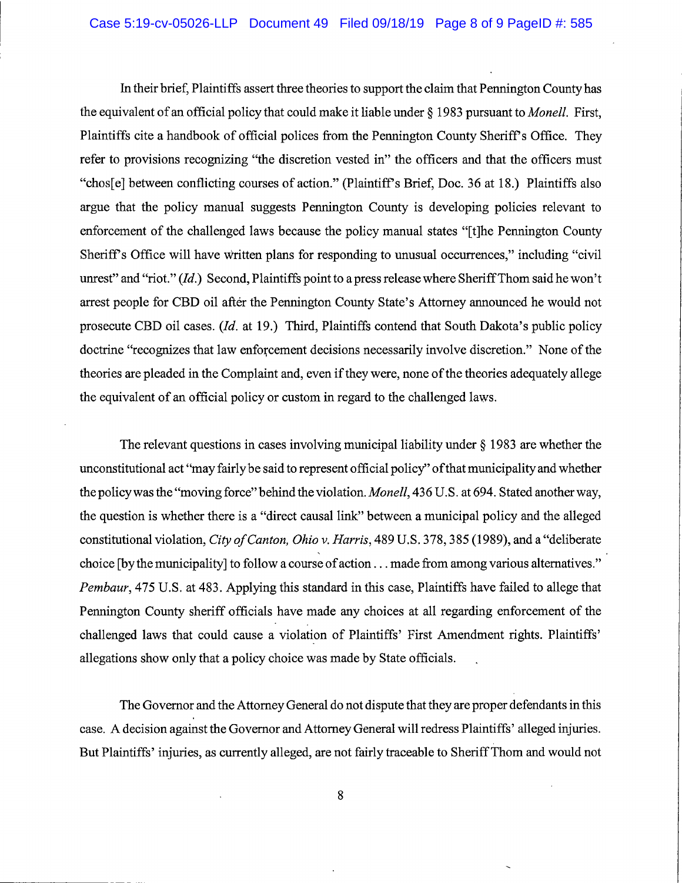In their brief, Plaintiffs assert three theories to support the claim that Pennington County has the equivalent of an official policy that could make it liable under § 1983 pursuant to *Monell*. First, Plaintiffs cite a handbook of official polices from the Pennington County Sheriff's Office. They refer to provisions recognizing "the discretion vested in" the officers and that the officers must "chos[e] between conflicting courses of action." (Plaintiff's Brief, Doc. 36 at 18.) Plaintiffs also argue that the policy manual suggests Pennington County is developing policies relevant to enforcement of the challenged laws because the policy manual states "[t]he Pennington County Sheriff's Office will have written plans for responding to unusual occurrences," including "civil unrest" and "riot." (*Id.*) Second, Plaintiffs point to a press release where Sheriff Thom said he won't arrest people for CBD oil after the Pennington County State's Attorney announced he would not prosecute CBD oil cases. (*Id.* at 19.) Third, Plaintiffs contend that South Dakota's public policy doctrine "recognizes that law enforcement decisions necessarily involve discretion." None of the theories are pleaded in the Complaint and, even if they were, none of the theories adequately allege the equivalent of an official policy or custom in regard to the challenged laws.

The relevant questions in cases involving municipal liability under § 1983 are whether the unconstitutional act "may fairly be said to represent official policy" of that municipality and whether the policy was the "moving force" behind the violation. *Monell*, 436 U.S. at 694. Stated another way, the question is whether there is a "direct causal link" between a municipal policy and the alleged constitutional violation, *City of Canton, Ohio v. Harris*, 489 U.S. 378, 385 (1989), and a "deliberate choice [by the municipality] to follow a course of action . . . made from among various alternatives." *Pembaur*, 475 U.S. at 483. Applying this standard in this case, Plaintiffs have failed to allege that Pennington County sheriff officials have made any choices at all regarding enforcement of the challenged laws that could cause a violation of Plaintiffs' First Amendment rights. Plaintiffs' allegations show only that a policy choice was made by State officials.

The Governor and the Attorney General do not dispute that they are proper defendants in this case. A decision against the Governor and Attorney General will redress Plaintiffs' alleged injuries. But Plaintiffs' injuries, as currently alleged, are not fairly traceable to Sheriff Thom and would not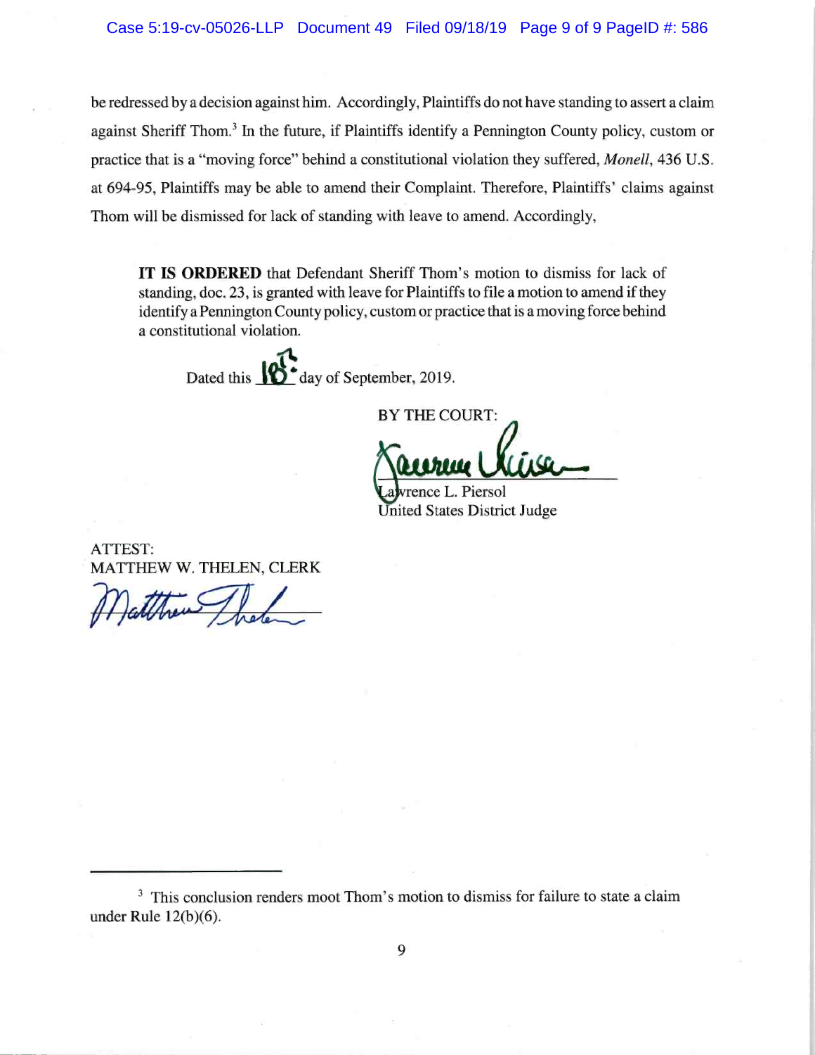be redressed by a decision against him. Accordingly, Plaintiffs do not have standing to assert a claim against Sheriff Thom.[3] In the future, if Plaintiffs identify a Pennington County policy, custom or practice that is a "moving force" behind a constitutional violation they suffered, *Monell*, 436 U.S. at 694-95, Plaintiffs may be able to amend their Complaint. Therefore, Plaintiffs' claims against Thom will be dismissed for lack of standing with leave to amend. Accordingly,

> **IT IS ORDERED** that Defendant Sheriff Thom's motion to dismiss for lack of standing, doc. 23, is granted with leave for Plaintiffs to file a motion to amend if they identify a Pennington County policy, custom or practice that is a moving force behind a constitutional violation.

Dated this 18th day of September, 2019.

BY THE COURT:

Lawrence L. Piersol
United States District Judge

ATTEST:
MATTHEW W. THELEN, CLERK

---

[3] This conclusion renders moot Thom's motion to dismiss for failure to state a claim under Rule 12(b)(6).